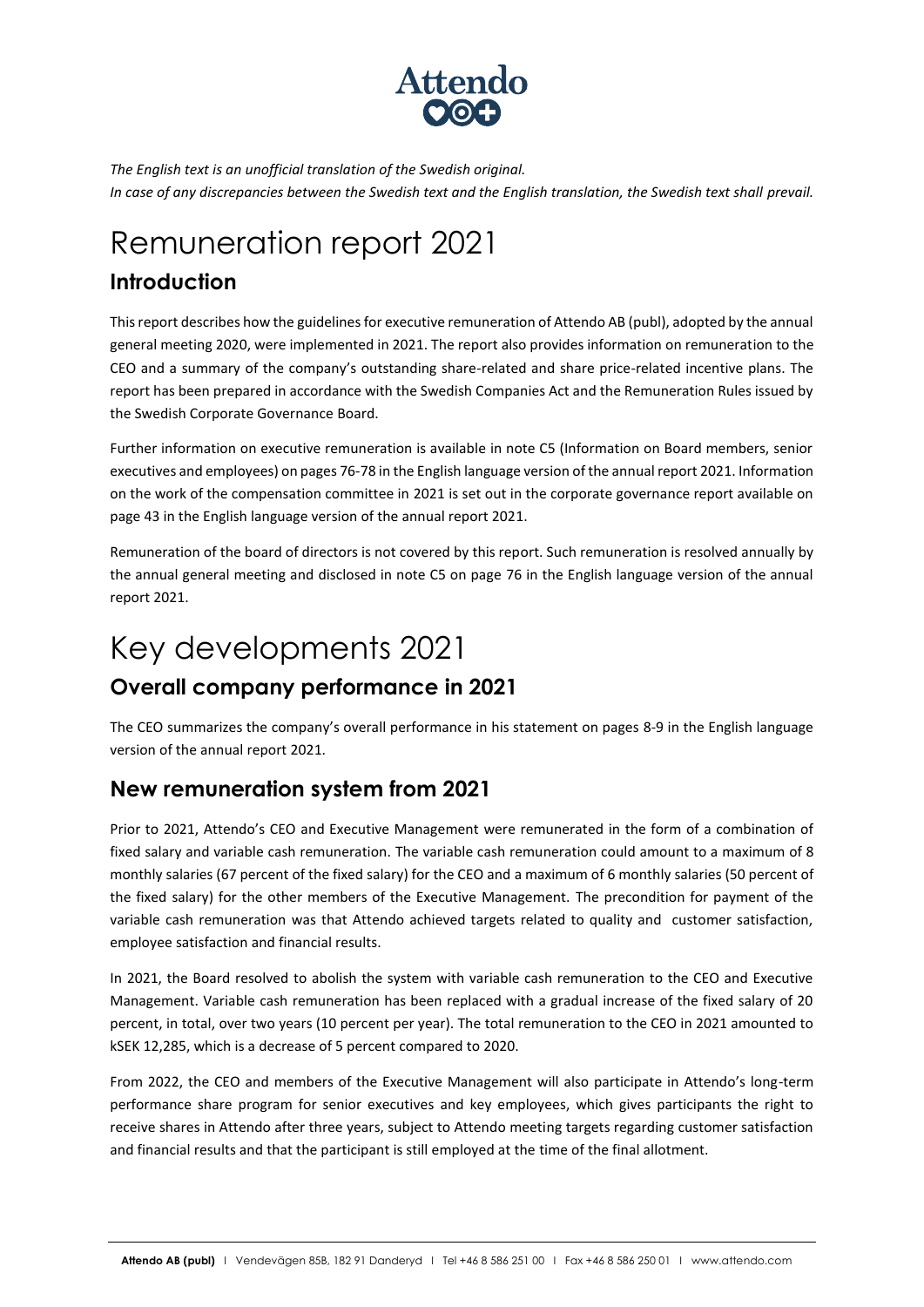*The English text is an unofficial translation of the Swedish original.*
*In case of any discrepancies between the Swedish text and the English translation, the Swedish text shall prevail.*

# Remuneration report 2021

## Introduction

This report describes how the guidelines for executive remuneration of Attendo AB (publ), adopted by the annual general meeting 2020, were implemented in 2021. The report also provides information on remuneration to the CEO and a summary of the company's outstanding share-related and share price-related incentive plans. The report has been prepared in accordance with the Swedish Companies Act and the Remuneration Rules issued by the Swedish Corporate Governance Board.

Further information on executive remuneration is available in note C5 (Information on Board members, senior executives and employees) on pages 76-78 in the English language version of the annual report 2021. Information on the work of the compensation committee in 2021 is set out in the corporate governance report available on page 43 in the English language version of the annual report 2021.

Remuneration of the board of directors is not covered by this report. Such remuneration is resolved annually by the annual general meeting and disclosed in note C5 on page 76 in the English language version of the annual report 2021.

# Key developments 2021

## Overall company performance in 2021

The CEO summarizes the company's overall performance in his statement on pages 8-9 in the English language version of the annual report 2021.

## New remuneration system from 2021

Prior to 2021, Attendo's CEO and Executive Management were remunerated in the form of a combination of fixed salary and variable cash remuneration. The variable cash remuneration could amount to a maximum of 8 monthly salaries (67 percent of the fixed salary) for the CEO and a maximum of 6 monthly salaries (50 percent of the fixed salary) for the other members of the Executive Management. The precondition for payment of the variable cash remuneration was that Attendo achieved targets related to quality and customer satisfaction, employee satisfaction and financial results.

In 2021, the Board resolved to abolish the system with variable cash remuneration to the CEO and Executive Management. Variable cash remuneration has been replaced with a gradual increase of the fixed salary of 20 percent, in total, over two years (10 percent per year). The total remuneration to the CEO in 2021 amounted to kSEK 12,285, which is a decrease of 5 percent compared to 2020.

From 2022, the CEO and members of the Executive Management will also participate in Attendo's long-term performance share program for senior executives and key employees, which gives participants the right to receive shares in Attendo after three years, subject to Attendo meeting targets regarding customer satisfaction and financial results and that the participant is still employed at the time of the final allotment.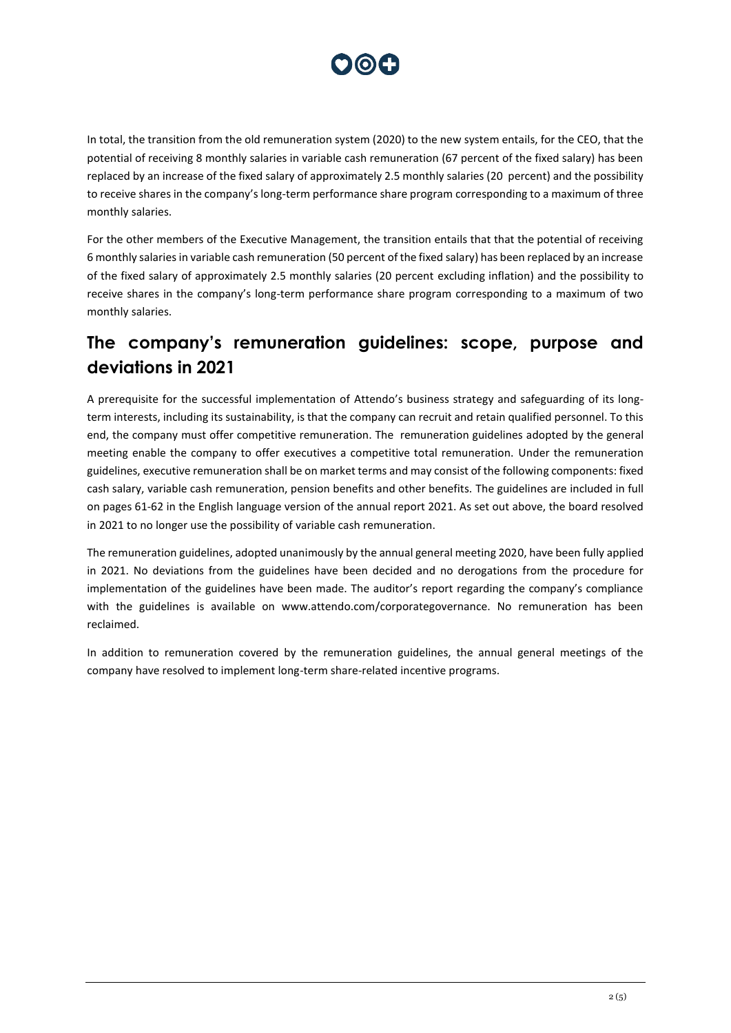In total, the transition from the old remuneration system (2020) to the new system entails, for the CEO, that the potential of receiving 8 monthly salaries in variable cash remuneration (67 percent of the fixed salary) has been replaced by an increase of the fixed salary of approximately 2.5 monthly salaries (20 percent) and the possibility to receive shares in the company's long-term performance share program corresponding to a maximum of three monthly salaries.

For the other members of the Executive Management, the transition entails that that the potential of receiving 6 monthly salaries in variable cash remuneration (50 percent of the fixed salary) has been replaced by an increase of the fixed salary of approximately 2.5 monthly salaries (20 percent excluding inflation) and the possibility to receive shares in the company's long-term performance share program corresponding to a maximum of two monthly salaries.

## The company's remuneration guidelines: scope, purpose and deviations in 2021

A prerequisite for the successful implementation of Attendo's business strategy and safeguarding of its long-term interests, including its sustainability, is that the company can recruit and retain qualified personnel. To this end, the company must offer competitive remuneration. The remuneration guidelines adopted by the general meeting enable the company to offer executives a competitive total remuneration. Under the remuneration guidelines, executive remuneration shall be on market terms and may consist of the following components: fixed cash salary, variable cash remuneration, pension benefits and other benefits. The guidelines are included in full on pages 61-62 in the English language version of the annual report 2021. As set out above, the board resolved in 2021 to no longer use the possibility of variable cash remuneration.

The remuneration guidelines, adopted unanimously by the annual general meeting 2020, have been fully applied in 2021. No deviations from the guidelines have been decided and no derogations from the procedure for implementation of the guidelines have been made. The auditor's report regarding the company's compliance with the guidelines is available on www.attendo.com/corporategovernance. No remuneration has been reclaimed.

In addition to remuneration covered by the remuneration guidelines, the annual general meetings of the company have resolved to implement long-term share-related incentive programs.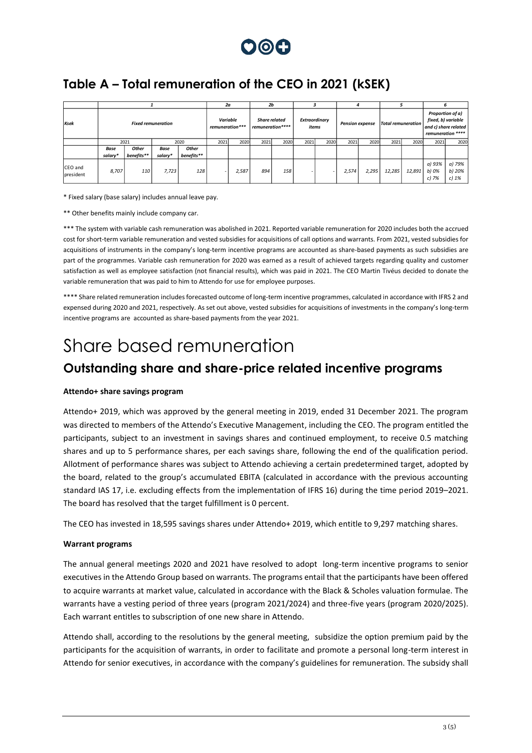## Table A – Total remuneration of the CEO in 2021 (kSEK)

| | 1 | | | | 2a | | 2b | | 3 | | 4 | | 5 | | 6 | |
|---|---|---|---|---|---|---|---|---|---|---|---|---|---|---|---|---|
| Ksek | Fixed remuneration | | | | Variable remuneration*** | | Share related remuneration**** | | Extraordinary items | | Pension expense | | Total remuneration | | Proportion of a) fixed, b) variable and c) share related remuneration **** | |
| | 2021 | | 2020 | | 2021 | 2020 | 2021 | 2020 | 2021 | 2020 | 2021 | 2020 | 2021 | 2020 | 2021 | 2020 |
| | Base salary* | Other benefits** | Base salary* | Other benefits** | | | | | | | | | | | | |
| CEO and president | 8,707 | 110 | 7,723 | 128 | - | 2,587 | 894 | 158 | - | - | 2,574 | 2,295 | 12,285 | 12,891 | a) 93% b) 0% c) 7% | a) 79% b) 20% c) 1% |

\* Fixed salary (base salary) includes annual leave pay.

\*\* Other benefits mainly include company car.

\*\*\* The system with variable cash remuneration was abolished in 2021. Reported variable remuneration for 2020 includes both the accrued cost for short-term variable remuneration and vested subsidies for acquisitions of call options and warrants. From 2021, vested subsidies for acquisitions of instruments in the company's long-term incentive programs are accounted as share-based payments as such subsidies are part of the programmes. Variable cash remuneration for 2020 was earned as a result of achieved targets regarding quality and customer satisfaction as well as employee satisfaction (not financial results), which was paid in 2021. The CEO Martin Tivéus decided to donate the variable remuneration that was paid to him to Attendo for use for employee purposes.

\*\*\*\* Share related remuneration includes forecasted outcome of long-term incentive programmes, calculated in accordance with IFRS 2 and expensed during 2020 and 2021, respectively. As set out above, vested subsidies for acquisitions of investments in the company's long-term incentive programs are accounted as share-based payments from the year 2021.

# Share based remuneration

## Outstanding share and share-price related incentive programs

**Attendo+ share savings program**

Attendo+ 2019, which was approved by the general meeting in 2019, ended 31 December 2021. The program was directed to members of the Attendo's Executive Management, including the CEO. The program entitled the participants, subject to an investment in savings shares and continued employment, to receive 0.5 matching shares and up to 5 performance shares, per each savings share, following the end of the qualification period. Allotment of performance shares was subject to Attendo achieving a certain predetermined target, adopted by the board, related to the group's accumulated EBITA (calculated in accordance with the previous accounting standard IAS 17, i.e. excluding effects from the implementation of IFRS 16) during the time period 2019–2021. The board has resolved that the target fulfillment is 0 percent.

The CEO has invested in 18,595 savings shares under Attendo+ 2019, which entitle to 9,297 matching shares.

**Warrant programs**

The annual general meetings 2020 and 2021 have resolved to adopt long-term incentive programs to senior executives in the Attendo Group based on warrants. The programs entail that the participants have been offered to acquire warrants at market value, calculated in accordance with the Black & Scholes valuation formulae. The warrants have a vesting period of three years (program 2021/2024) and three-five years (program 2020/2025). Each warrant entitles to subscription of one new share in Attendo.

Attendo shall, according to the resolutions by the general meeting, subsidize the option premium paid by the participants for the acquisition of warrants, in order to facilitate and promote a personal long-term interest in Attendo for senior executives, in accordance with the company's guidelines for remuneration. The subsidy shall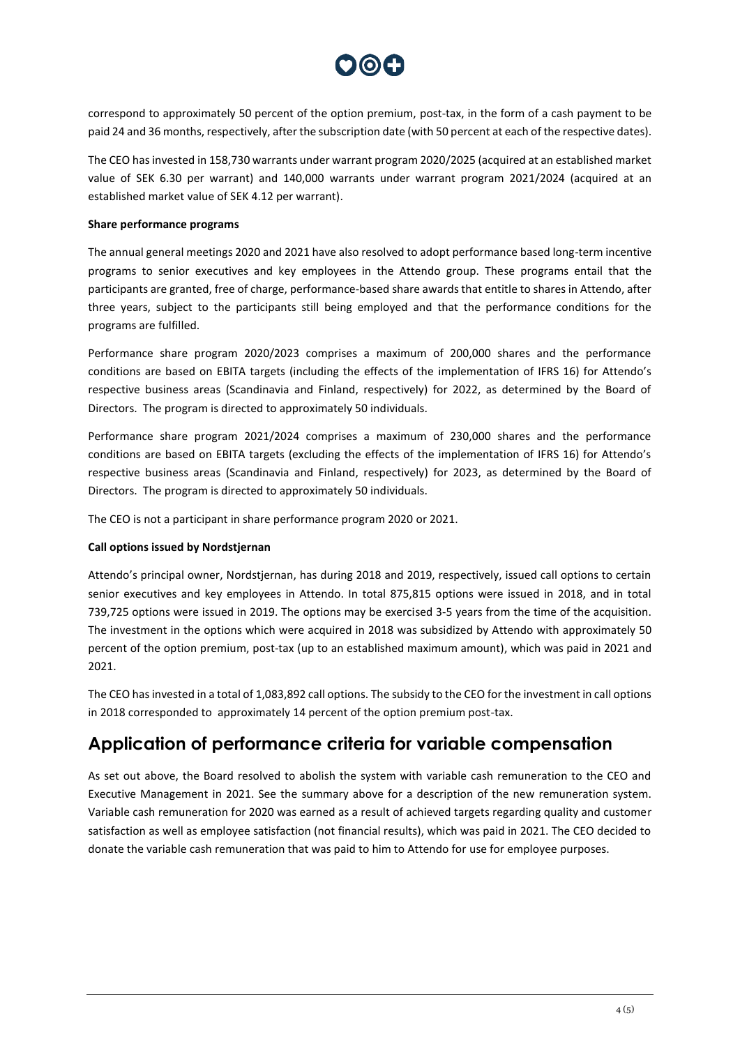correspond to approximately 50 percent of the option premium, post-tax, in the form of a cash payment to be paid 24 and 36 months, respectively, after the subscription date (with 50 percent at each of the respective dates).

The CEO has invested in 158,730 warrants under warrant program 2020/2025 (acquired at an established market value of SEK 6.30 per warrant) and 140,000 warrants under warrant program 2021/2024 (acquired at an established market value of SEK 4.12 per warrant).

**Share performance programs**

The annual general meetings 2020 and 2021 have also resolved to adopt performance based long-term incentive programs to senior executives and key employees in the Attendo group. These programs entail that the participants are granted, free of charge, performance-based share awards that entitle to shares in Attendo, after three years, subject to the participants still being employed and that the performance conditions for the programs are fulfilled.

Performance share program 2020/2023 comprises a maximum of 200,000 shares and the performance conditions are based on EBITA targets (including the effects of the implementation of IFRS 16) for Attendo's respective business areas (Scandinavia and Finland, respectively) for 2022, as determined by the Board of Directors. The program is directed to approximately 50 individuals.

Performance share program 2021/2024 comprises a maximum of 230,000 shares and the performance conditions are based on EBITA targets (excluding the effects of the implementation of IFRS 16) for Attendo's respective business areas (Scandinavia and Finland, respectively) for 2023, as determined by the Board of Directors. The program is directed to approximately 50 individuals.

The CEO is not a participant in share performance program 2020 or 2021.

**Call options issued by Nordstjernan**

Attendo's principal owner, Nordstjernan, has during 2018 and 2019, respectively, issued call options to certain senior executives and key employees in Attendo. In total 875,815 options were issued in 2018, and in total 739,725 options were issued in 2019. The options may be exercised 3-5 years from the time of the acquisition. The investment in the options which were acquired in 2018 was subsidized by Attendo with approximately 50 percent of the option premium, post-tax (up to an established maximum amount), which was paid in 2021 and 2021.

The CEO has invested in a total of 1,083,892 call options. The subsidy to the CEO for the investment in call options in 2018 corresponded to approximately 14 percent of the option premium post-tax.

## Application of performance criteria for variable compensation

As set out above, the Board resolved to abolish the system with variable cash remuneration to the CEO and Executive Management in 2021. See the summary above for a description of the new remuneration system. Variable cash remuneration for 2020 was earned as a result of achieved targets regarding quality and customer satisfaction as well as employee satisfaction (not financial results), which was paid in 2021. The CEO decided to donate the variable cash remuneration that was paid to him to Attendo for use for employee purposes.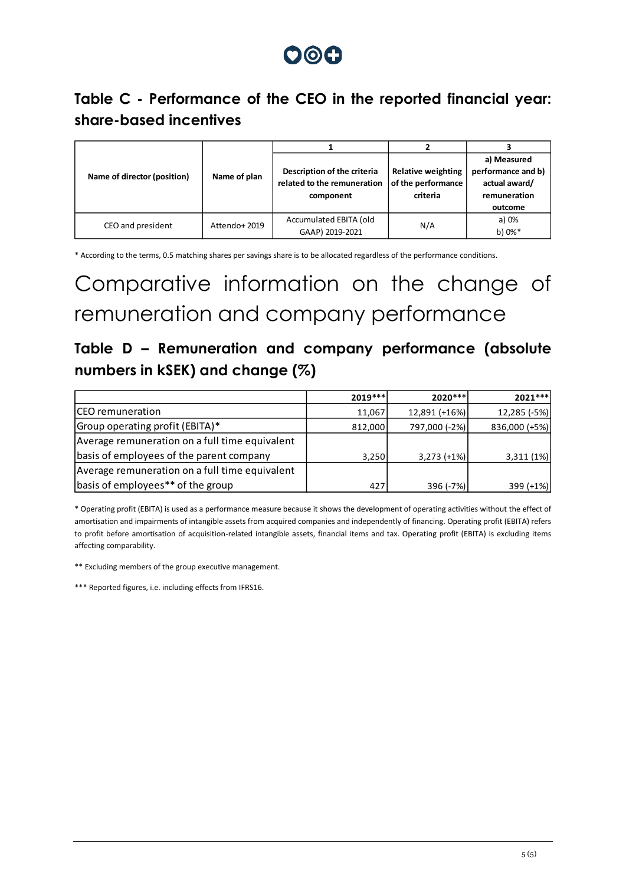## Table C - Performance of the CEO in the reported financial year: share-based incentives

| | | 1 | 2 | 3 |
|---|---|---|---|---|
| **Name of director (position)** | **Name of plan** | **Description of the criteria related to the remuneration component** | **Relative weighting of the performance criteria** | **a) Measured performance and b) actual award/ remuneration outcome** |
| CEO and president | Attendo+ 2019 | Accumulated EBITA (old GAAP) 2019-2021 | N/A | a) 0%<br>b) 0%* |

\* According to the terms, 0.5 matching shares per savings share is to be allocated regardless of the performance conditions.

# Comparative information on the change of remuneration and company performance

## Table D – Remuneration and company performance (absolute numbers in kSEK) and change (%)

| | 2019*** | 2020*** | 2021*** |
|---|---|---|---|
| CEO remuneration | 11,067 | 12,891 (+16%) | 12,285 (-5%) |
| Group operating profit (EBITA)* | 812,000 | 797,000 (-2%) | 836,000 (+5%) |
| Average remuneration on a full time equivalent basis of employees of the parent company | 3,250 | 3,273 (+1%) | 3,311 (1%) |
| Average remuneration on a full time equivalent basis of employees** of the group | 427 | 396 (-7%) | 399 (+1%) |

\* Operating profit (EBITA) is used as a performance measure because it shows the development of operating activities without the effect of amortisation and impairments of intangible assets from acquired companies and independently of financing. Operating profit (EBITA) refers to profit before amortisation of acquisition-related intangible assets, financial items and tax. Operating profit (EBITA) is excluding items affecting comparability.

\*\* Excluding members of the group executive management.

\*\*\* Reported figures, i.e. including effects from IFRS16.